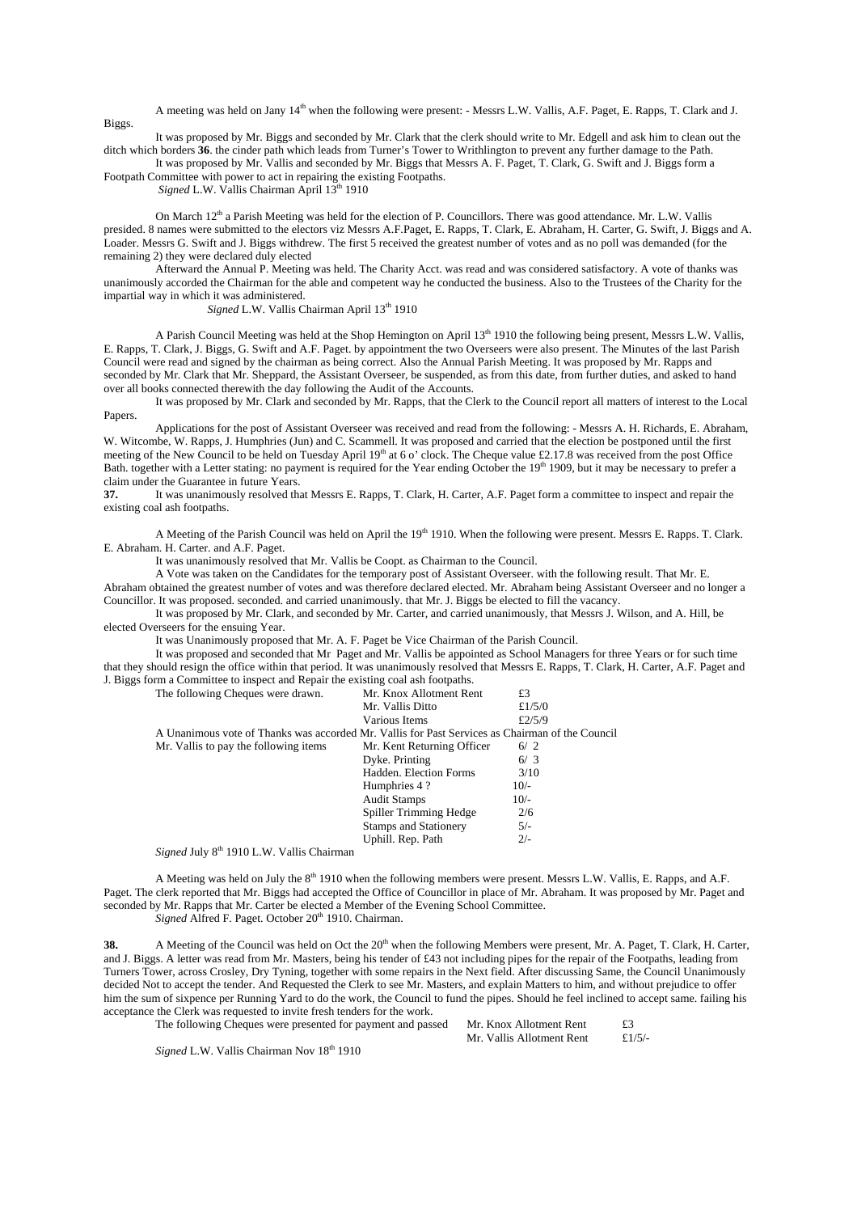A meeting was held on Jany 14th when the following were present: - Messrs L.W. Vallis, A.F. Paget, E. Rapps, T. Clark and J. Biggs.

It was proposed by Mr. Biggs and seconded by Mr. Clark that the clerk should write to Mr. Edgell and ask him to clean out the ditch which borders **36**. the cinder path which leads from Turner's Tower to Writhlington to prevent any further damage to the Path.

It was proposed by Mr. Vallis and seconded by Mr. Biggs that Messrs A. F. Paget, T. Clark, G. Swift and J. Biggs form a Footpath Committee with power to act in repairing the existing Footpaths.

*Signed* L.W. Vallis Chairman April 13th 1910

On March 12th a Parish Meeting was held for the election of P. Councillors. There was good attendance. Mr. L.W. Vallis presided. 8 names were submitted to the electors viz Messrs A.F.Paget, E. Rapps, T. Clark, E. Abraham, H. Carter, G. Swift, J. Biggs and A. Loader. Messrs G. Swift and J. Biggs withdrew. The first 5 received the greatest number of votes and as no poll was demanded (for the remaining 2) they were declared duly elected

Afterward the Annual P. Meeting was held. The Charity Acct. was read and was considered satisfactory. A vote of thanks was unanimously accorded the Chairman for the able and competent way he conducted the business. Also to the Trustees of the Charity for the impartial way in which it was administered.

*Signed* L.W. Vallis Chairman April 13th 1910

A Parish Council Meeting was held at the Shop Hemington on April 13th 1910 the following being present, Messrs L.W. Vallis, E. Rapps, T. Clark, J. Biggs, G. Swift and A.F. Paget. by appointment the two Overseers were also present. The Minutes of the last Parish Council were read and signed by the chairman as being correct. Also the Annual Parish Meeting. It was proposed by Mr. Rapps and seconded by Mr. Clark that Mr. Sheppard, the Assistant Overseer, be suspended, as from this date, from further duties, and asked to hand over all books connected therewith the day following the Audit of the Accounts.

It was proposed by Mr. Clark and seconded by Mr. Rapps, that the Clerk to the Council report all matters of interest to the Local Papers.

Applications for the post of Assistant Overseer was received and read from the following: - Messrs A. H. Richards, E. Abraham, W. Witcombe, W. Rapps, J. Humphries (Jun) and C. Scammell. It was proposed and carried that the election be postponed until the first meeting of the New Council to be held on Tuesday April 19th at 6 o' clock. The Cheque value £2.17.8 was received from the post Office Bath. together with a Letter stating: no payment is required for the Year ending October the 19th 1909, but it may be necessary to prefer a claim under the Guarantee in future Years.

**37.** It was unanimously resolved that Messrs E. Rapps, T. Clark, H. Carter, A.F. Paget form a committee to inspect and repair the existing coal ash footpaths.

A Meeting of the Parish Council was held on April the 19th 1910. When the following were present. Messrs E. Rapps. T. Clark. E. Abraham. H. Carter. and A.F. Paget.

It was unanimously resolved that Mr. Vallis be Coopt. as Chairman to the Council.

A Vote was taken on the Candidates for the temporary post of Assistant Overseer. with the following result. That Mr. E. Abraham obtained the greatest number of votes and was therefore declared elected. Mr. Abraham being Assistant Overseer and no longer a Councillor. It was proposed. seconded. and carried unanimously. that Mr. J. Biggs be elected to fill the vacancy.

It was proposed by Mr. Clark, and seconded by Mr. Carter, and carried unanimously, that Messrs J. Wilson, and A. Hill, be elected Overseers for the ensuing Year.

It was Unanimously proposed that Mr. A. F. Paget be Vice Chairman of the Parish Council.

It was proposed and seconded that Mr Paget and Mr. Vallis be appointed as School Managers for three Years or for such time that they should resign the office within that period. It was unanimously resolved that Messrs E. Rapps, T. Clark, H. Carter, A.F. Paget and J. Biggs form a Committee to inspect and Repair the existing coal ash footpaths.

| The following Cheques were drawn. | Mr. Knox Allotment Rent | £3 |
|---|---|---|
| | Mr. Vallis Ditto | £1/5/0 |
| | Various Items | £2/5/9 |

A Unanimous vote of Thanks was accorded Mr. Vallis for Past Services as Chairman of the Council

| Mr. Vallis to pay the following items | Mr. Kent Returning Officer | 6/ 2 |
|---|---|---|
| | Dyke. Printing | 6/ 3 |
| | Hadden. Election Forms | 3/10 |
| | Humphries 4 ? | 10/- |
| | Audit Stamps | 10/- |
| | Spiller Trimming Hedge | 2/6 |
| | Stamps and Stationery | 5/- |
| | Uphill. Rep. Path | 2/- |

*Signed* July 8th 1910 L.W. Vallis Chairman

A Meeting was held on July the 8th 1910 when the following members were present. Messrs L.W. Vallis, E. Rapps, and A.F. Paget. The clerk reported that Mr. Biggs had accepted the Office of Councillor in place of Mr. Abraham. It was proposed by Mr. Paget and seconded by Mr. Rapps that Mr. Carter be elected a Member of the Evening School Committee.

*Signed* Alfred F. Paget. October 20th 1910. Chairman.

**38.** A Meeting of the Council was held on Oct the 20th when the following Members were present, Mr. A. Paget, T. Clark, H. Carter, and J. Biggs. A letter was read from Mr. Masters, being his tender of £43 not including pipes for the repair of the Footpaths, leading from Turners Tower, across Crosley, Dry Tyning, together with some repairs in the Next field. After discussing Same, the Council Unanimously decided Not to accept the tender. And Requested the Clerk to see Mr. Masters, and explain Matters to him, and without prejudice to offer him the sum of sixpence per Running Yard to do the work, the Council to fund the pipes. Should he feel inclined to accept same. failing his acceptance the Clerk was requested to invite fresh tenders for the work.

| The following Cheques were presented for payment and passed | Mr. Knox Allotment Rent | £3 |
|---|---|---|
| | Mr. Vallis Allotment Rent | £1/5/- |

*Signed* L.W. Vallis Chairman Nov 18th 1910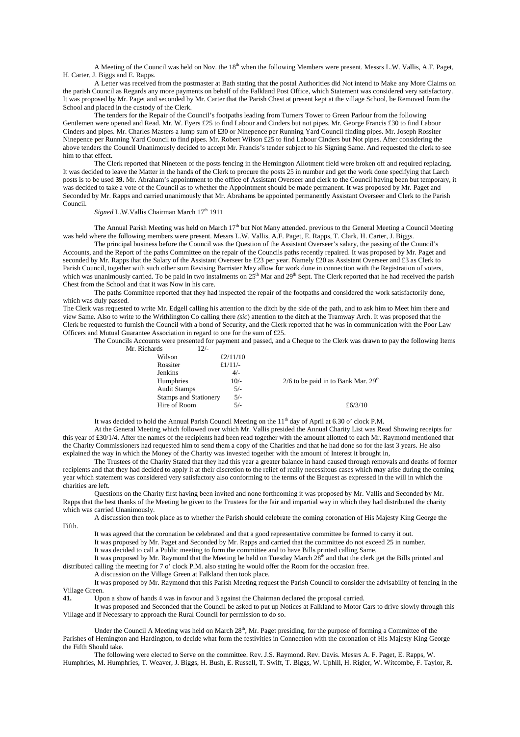A Meeting of the Council was held on Nov. the 18th when the following Members were present. Messrs L.W. Vallis, A.F. Paget, H. Carter, J. Biggs and E. Rapps.

A Letter was received from the postmaster at Bath stating that the postal Authorities did Not intend to Make any More Claims on the parish Council as Regards any more payments on behalf of the Falkland Post Office, which Statement was considered very satisfactory. It was proposed by Mr. Paget and seconded by Mr. Carter that the Parish Chest at present kept at the village School, be Removed from the School and placed in the custody of the Clerk.

The tenders for the Repair of the Council's footpaths leading from Turners Tower to Green Parlour from the following Gentlemen were opened and Read. Mr. W. Eyers £25 to find Labour and Cinders but not pipes. Mr. George Francis £30 to find Labour Cinders and pipes. Mr. Charles Masters a lump sum of £30 or Ninepence per Running Yard Council finding pipes. Mr. Joseph Rossiter Ninepence per Running Yard Council to find pipes. Mr. Robert Wilson £25 to find Labour Cinders but Not pipes. After considering the above tenders the Council Unanimously decided to accept Mr. Francis's tender subject to his Signing Same. And requested the clerk to see him to that effect.

The Clerk reported that Nineteen of the posts fencing in the Hemington Allotment field were broken off and required replacing. It was decided to leave the Matter in the hands of the Clerk to procure the posts 25 in number and get the work done specifying that Larch posts is to be used **39.** Mr. Abraham's appointment to the office of Assistant Overseer and clerk to the Council having been but temporary, it was decided to take a vote of the Council as to whether the Appointment should be made permanent. It was proposed by Mr. Paget and Seconded by Mr. Rapps and carried unanimously that Mr. Abrahams be appointed permanently Assistant Overseer and Clerk to the Parish Council.

*Signed* L.W.Vallis Chairman March 17th 1911

The Annual Parish Meeting was held on March 17th but Not Many attended. previous to the General Meeting a Council Meeting was held where the following members were present. Messrs L.W. Vallis, A.F. Paget, E. Rapps, T. Clark, H. Carter, J. Biggs.

The principal business before the Council was the Question of the Assistant Overseer's salary, the passing of the Council's Accounts, and the Report of the paths Committee on the repair of the Councils paths recently repaired. It was proposed by Mr. Paget and seconded by Mr. Rapps that the Salary of the Assistant Overseer be £23 per year. Namely £20 as Assistant Overseer and £3 as Clerk to Parish Council, together with such other sum Revising Barrister May allow for work done in connection with the Registration of voters, which was unanimously carried. To be paid in two instalments on 25th Mar and 29th Sept. The Clerk reported that he had received the parish Chest from the School and that it was Now in his care.

The paths Committee reported that they had inspected the repair of the footpaths and considered the work satisfactorily done, which was duly passed.

The Clerk was requested to write Mr. Edgell calling his attention to the ditch by the side of the path, and to ask him to Meet him there and view Same. Also to write to the Writhlington Co calling there *(sic)* attention to the ditch at the Tramway Arch. It was proposed that the Clerk be requested to furnish the Council with a bond of Security, and the Clerk reported that he was in communication with the Poor Law Officers and Mutual Guarantee Association in regard to one for the sum of £25.

The Councils Accounts were presented for payment and passed, and a Cheque to the Clerk was drawn to pay the following Items

| | | |
|---|---|---|
| Mr. Richards | 12/- | |
| Wilson | £2/11/10 | |
| Rossiter | £1/11/- | |
| Jenkins | 4/- | |
| Humphries | 10/- | 2/6 to be paid in to Bank Mar. 29th |
| Audit Stamps | 5/- | |
| Stamps and Stationery | 5/- | |
| Hire of Room | 5/- | £6/3/10 |

It was decided to hold the Annual Parish Council Meeting on the 11th day of April at 6.30 o' clock P.M.

At the General Meeting which followed over which Mr. Vallis presided the Annual Charity List was Read Showing receipts for this year of £30/1/4. After the names of the recipients had been read together with the amount allotted to each Mr. Raymond mentioned that the Charity Commissioners had requested him to send them a copy of the Charities and that he had done so for the last 3 years. He also explained the way in which the Money of the Charity was invested together with the amount of Interest it brought in,

The Trustees of the Charity Stated that they had this year a greater balance in hand caused through removals and deaths of former recipients and that they had decided to apply it at their discretion to the relief of really necessitous cases which may arise during the coming year which statement was considered very satisfactory also conforming to the terms of the Bequest as expressed in the will in which the charities are left.

Questions on the Charity first having been invited and none forthcoming it was proposed by Mr. Vallis and Seconded by Mr. Rapps that the best thanks of the Meeting be given to the Trustees for the fair and impartial way in which they had distributed the charity which was carried Unanimously.

A discussion then took place as to whether the Parish should celebrate the coming coronation of His Majesty King George the Fifth.

It was agreed that the coronation be celebrated and that a good representative committee be formed to carry it out.

It was proposed by Mr. Paget and Seconded by Mr. Rapps and carried that the committee do not exceed 25 in number.

It was decided to call a Public meeting to form the committee and to have Bills printed calling Same.

It was proposed by Mr. Raymond that the Meeting be held on Tuesday March 28th and that the clerk get the Bills printed and distributed calling the meeting for 7 o' clock P.M. also stating he would offer the Room for the occasion free.

A discussion on the Village Green at Falkland then took place.

It was proposed by Mr. Raymond that this Parish Meeting request the Parish Council to consider the advisability of fencing in the Village Green.

**41.** Upon a show of hands 4 was in favour and 3 against the Chairman declared the proposal carried.

It was proposed and Seconded that the Council be asked to put up Notices at Falkland to Motor Cars to drive slowly through this Village and if Necessary to approach the Rural Council for permission to do so.

Under the Council A Meeting was held on March 28th, Mr. Paget presiding, for the purpose of forming a Committee of the Parishes of Hemington and Hardington, to decide what form the festivities in Connection with the coronation of His Majesty King George the Fifth Should take.

The following were elected to Serve on the committee. Rev. J.S. Raymond. Rev. Davis. Messrs A. F. Paget, E. Rapps, W. Humphries, M. Humphries, T. Weaver, J. Biggs, H. Bush, E. Russell, T. Swift, T. Biggs, W. Uphill, H. Rigler, W. Witcombe, F. Taylor, R.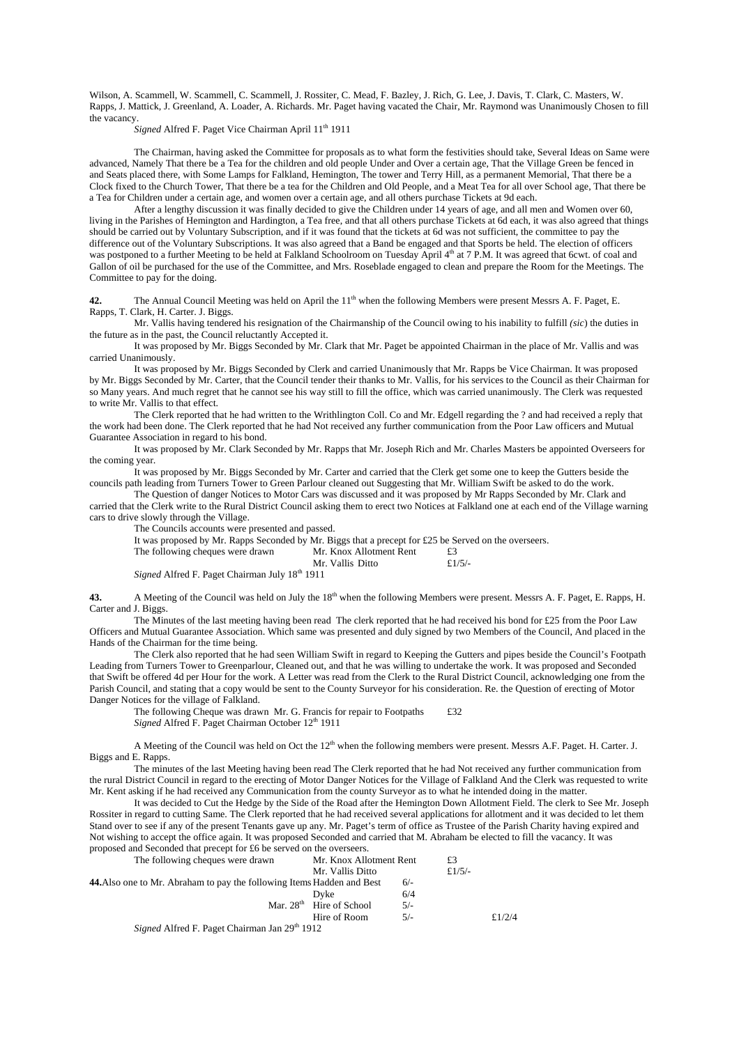Wilson, A. Scammell, W. Scammell, C. Scammell, J. Rossiter, C. Mead, F. Bazley, J. Rich, G. Lee, J. Davis, T. Clark, C. Masters, W. Rapps, J. Mattick, J. Greenland, A. Loader, A. Richards. Mr. Paget having vacated the Chair, Mr. Raymond was Unanimously Chosen to fill the vacancy.

*Signed* Alfred F. Paget Vice Chairman April 11th 1911

The Chairman, having asked the Committee for proposals as to what form the festivities should take, Several Ideas on Same were advanced, Namely That there be a Tea for the children and old people Under and Over a certain age, That the Village Green be fenced in and Seats placed there, with Some Lamps for Falkland, Hemington, The tower and Terry Hill, as a permanent Memorial, That there be a Clock fixed to the Church Tower, That there be a tea for the Children and Old People, and a Meat Tea for all over School age, That there be a Tea for Children under a certain age, and women over a certain age, and all others purchase Tickets at 9d each.

After a lengthy discussion it was finally decided to give the Children under 14 years of age, and all men and Women over 60, living in the Parishes of Hemington and Hardington, a Tea free, and that all others purchase Tickets at 6d each, it was also agreed that things should be carried out by Voluntary Subscription, and if it was found that the tickets at 6d was not sufficient, the committee to pay the difference out of the Voluntary Subscriptions. It was also agreed that a Band be engaged and that Sports be held. The election of officers was postponed to a further Meeting to be held at Falkland Schoolroom on Tuesday April 4th at 7 P.M. It was agreed that 6cwt. of coal and Gallon of oil be purchased for the use of the Committee, and Mrs. Roseblade engaged to clean and prepare the Room for the Meetings. The Committee to pay for the doing.

**42.** The Annual Council Meeting was held on April the 11th when the following Members were present Messrs A. F. Paget, E. Rapps, T. Clark, H. Carter. J. Biggs.

Mr. Vallis having tendered his resignation of the Chairmanship of the Council owing to his inability to fulfill *(sic)* the duties in the future as in the past, the Council reluctantly Accepted it.

It was proposed by Mr. Biggs Seconded by Mr. Clark that Mr. Paget be appointed Chairman in the place of Mr. Vallis and was carried Unanimously.

It was proposed by Mr. Biggs Seconded by Clerk and carried Unanimously that Mr. Rapps be Vice Chairman. It was proposed by Mr. Biggs Seconded by Mr. Carter, that the Council tender their thanks to Mr. Vallis, for his services to the Council as their Chairman for so Many years. And much regret that he cannot see his way still to fill the office, which was carried unanimously. The Clerk was requested to write Mr. Vallis to that effect.

The Clerk reported that he had written to the Writhlington Coll. Co and Mr. Edgell regarding the ? and had received a reply that the work had been done. The Clerk reported that he had Not received any further communication from the Poor Law officers and Mutual Guarantee Association in regard to his bond.

It was proposed by Mr. Clark Seconded by Mr. Rapps that Mr. Joseph Rich and Mr. Charles Masters be appointed Overseers for the coming year.

It was proposed by Mr. Biggs Seconded by Mr. Carter and carried that the Clerk get some one to keep the Gutters beside the councils path leading from Turners Tower to Green Parlour cleaned out Suggesting that Mr. William Swift be asked to do the work.

The Question of danger Notices to Motor Cars was discussed and it was proposed by Mr Rapps Seconded by Mr. Clark and carried that the Clerk write to the Rural District Council asking them to erect two Notices at Falkland one at each end of the Village warning cars to drive slowly through the Village.

The Councils accounts were presented and passed.

It was proposed by Mr. Rapps Seconded by Mr. Biggs that a precept for £25 be Served on the overseers.

| The following cheques were drawn | Mr. Knox Allotment Rent | £3 |
|---|---|---|
| | Mr. Vallis Ditto | £1/5/- |

*Signed* Alfred F. Paget Chairman July 18th 1911

**43.** A Meeting of the Council was held on July the 18th when the following Members were present. Messrs A. F. Paget, E. Rapps, H. Carter and J. Biggs.

The Minutes of the last meeting having been read The clerk reported that he had received his bond for £25 from the Poor Law Officers and Mutual Guarantee Association. Which same was presented and duly signed by two Members of the Council, And placed in the Hands of the Chairman for the time being.

The Clerk also reported that he had seen William Swift in regard to Keeping the Gutters and pipes beside the Council's Footpath Leading from Turners Tower to Greenparlour, Cleaned out, and that he was willing to undertake the work. It was proposed and Seconded that Swift be offered 4d per Hour for the work. A Letter was read from the Clerk to the Rural District Council, acknowledging one from the Parish Council, and stating that a copy would be sent to the County Surveyor for his consideration. Re. the Question of erecting of Motor Danger Notices for the village of Falkland.

The following Cheque was drawn Mr. G. Francis for repair to Footpaths £32

*Signed* Alfred F. Paget Chairman October 12th 1911

A Meeting of the Council was held on Oct the 12th when the following members were present. Messrs A.F. Paget. H. Carter. J. Biggs and E. Rapps.

The minutes of the last Meeting having been read The Clerk reported that he had Not received any further communication from the rural District Council in regard to the erecting of Motor Danger Notices for the Village of Falkland And the Clerk was requested to write Mr. Kent asking if he had received any Communication from the county Surveyor as to what he intended doing in the matter.

It was decided to Cut the Hedge by the Side of the Road after the Hemington Down Allotment Field. The clerk to See Mr. Joseph Rossiter in regard to cutting Same. The Clerk reported that he had received several applications for allotment and it was decided to let them Stand over to see if any of the present Tenants gave up any. Mr. Paget's term of office as Trustee of the Parish Charity having expired and Not wishing to accept the office again. It was proposed Seconded and carried that M. Abraham be elected to fill the vacancy. It was proposed and Seconded that precept for £6 be served on the overseers.

| | | | | |
|---|---|---|---|---|
| The following cheques were drawn | Mr. Knox Allotment Rent | | £3 | |
| | Mr. Vallis Ditto | | £1/5/- | |
| **44.** Also one to Mr. Abraham to pay the following Items | Hadden and Best | 6/- | | |
| | Dyke | 6/4 | | |
| Mar. 28th | Hire of School | 5/- | | |
| | Hire of Room | 5/- | | £1/2/4 |

*Signed* Alfred F. Paget Chairman Jan 29th 1912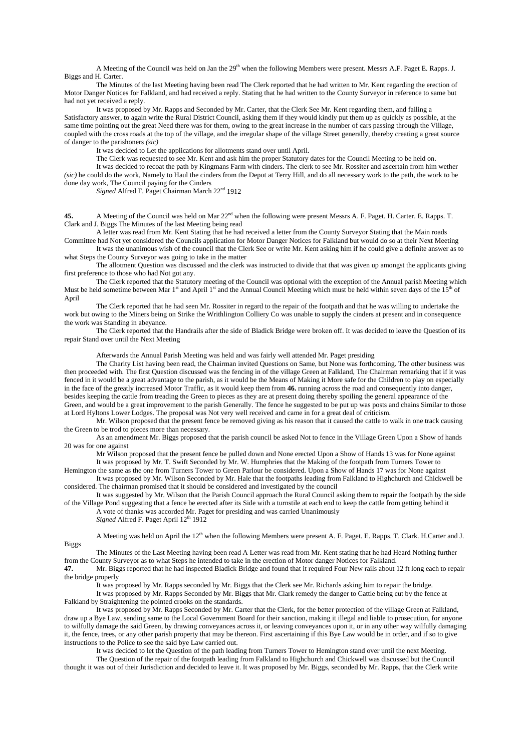A Meeting of the Council was held on Jan the 29th when the following Members were present. Messrs A.F. Paget E. Rapps. J. Biggs and H. Carter.

The Minutes of the last Meeting having been read The Clerk reported that he had written to Mr. Kent regarding the erection of Motor Danger Notices for Falkland, and had received a reply. Stating that he had written to the County Surveyor in reference to same but had not yet received a reply.

It was proposed by Mr. Rapps and Seconded by Mr. Carter, that the Clerk See Mr. Kent regarding them, and failing a Satisfactory answer, to again write the Rural District Council, asking them if they would kindly put them up as quickly as possible, at the same time pointing out the great Need there was for them, owing to the great increase in the number of cars passing through the Village, coupled with the cross roads at the top of the village, and the irregular shape of the village Street generally, thereby creating a great source of danger to the parishoners *(sic)*

It was decided to Let the applications for allotments stand over until April.

The Clerk was requested to see Mr. Kent and ask him the proper Statutory dates for the Council Meeting to be held on.

It was decided to recoat the path by Kingmans Farm with cinders. The clerk to see Mr. Rossiter and ascertain from him wether *(sic)* he could do the work, Namely to Haul the cinders from the Depot at Terry Hill, and do all necessary work to the path, the work to be done day work, The Council paying for the Cinders

*Signed* Alfred F. Paget Chairman March 22nd 1912

**45.** A Meeting of the Council was held on Mar 22nd when the following were present Messrs A. F. Paget. H. Carter. E. Rapps. T. Clark and J. Biggs The Minutes of the last Meeting being read

A letter was read from Mr. Kent Stating that he had received a letter from the County Surveyor Stating that the Main roads Committee had Not yet considered the Councils application for Motor Danger Notices for Falkland but would do so at their Next Meeting

It was the unanimous wish of the council that the Clerk See or write Mr. Kent asking him if he could give a definite answer as to what Steps the County Surveyor was going to take in the matter

The allotment Question was discussed and the clerk was instructed to divide that that was given up amongst the applicants giving first preference to those who had Not got any.

The Clerk reported that the Statutory meeting of the Council was optional with the exception of the Annual parish Meeting which Must be held sometime between Mar 1st and April 1st and the Annual Council Meeting which must be held within seven days of the 15th of April

The Clerk reported that he had seen Mr. Rossiter in regard to the repair of the footpath and that he was willing to undertake the work but owing to the Miners being on Strike the Writhlington Colliery Co was unable to supply the cinders at present and in consequence the work was Standing in abeyance.

The Clerk reported that the Handrails after the side of Bladick Bridge were broken off. It was decided to leave the Question of its repair Stand over until the Next Meeting

Afterwards the Annual Parish Meeting was held and was fairly well attended Mr. Paget presiding

The Charity List having been read, the Chairman invited Questions on Same, but None was forthcoming. The other business was then proceeded with. The first Question discussed was the fencing in of the village Green at Falkland, The Chairman remarking that if it was fenced in it would be a great advantage to the parish, as it would be the Means of Making it More safe for the Children to play on especially in the face of the greatly increased Motor Traffic, as it would keep them from **46.** running across the road and consequently into danger, besides keeping the cattle from treading the Green to pieces as they are at present doing thereby spoiling the general appearance of the Green, and would be a great improvement to the parish Generally. The fence he suggested to be put up was posts and chains Similar to those at Lord Hyltons Lower Lodges. The proposal was Not very well received and came in for a great deal of criticism.

Mr. Wilson proposed that the present fence be removed giving as his reason that it caused the cattle to walk in one track causing the Green to be trod to pieces more than necessary.

As an amendment Mr. Biggs proposed that the parish council be asked Not to fence in the Village Green Upon a Show of hands 20 was for one against

Mr Wilson proposed that the present fence be pulled down and None erected Upon a Show of Hands 13 was for None against

It was proposed by Mr. T. Swift Seconded by Mr. W. Humphries that the Making of the footpath from Turners Tower to Hemington the same as the one from Turners Tower to Green Parlour be considered. Upon a Show of Hands 17 was for None against

It was proposed by Mr. Wilson Seconded by Mr. Hale that the footpaths leading from Falkland to Highchurch and Chickwell be considered. The chairman promised that it should be considered and investigated by the council

It was suggested by Mr. Wilson that the Parish Council approach the Rural Council asking them to repair the footpath by the side of the Village Pond suggesting that a fence be erected after its Side with a turnstile at each end to keep the cattle from getting behind it

A vote of thanks was accorded Mr. Paget for presiding and was carried Unanimously

*Signed* Alfred F. Paget April 12th 1912

A Meeting was held on April the 12th when the following Members were present A. F. Paget. E. Rapps. T. Clark. H.Carter and J. Biggs

The Minutes of the Last Meeting having been read A Letter was read from Mr. Kent stating that he had Heard Nothing further from the County Surveyor as to what Steps he intended to take in the erection of Motor danger Notices for Falkland.

**47.** Mr. Biggs reported that he had inspected Bladick Bridge and found that it required Four New rails about 12 ft long each to repair the bridge properly

It was proposed by Mr. Rapps seconded by Mr. Biggs that the Clerk see Mr. Richards asking him to repair the bridge.

It was proposed by Mr. Rapps Seconded by Mr. Biggs that Mr. Clark remedy the danger to Cattle being cut by the fence at Falkland by Straightening the pointed crooks on the standards.

It was proposed by Mr. Rapps Seconded by Mr. Carter that the Clerk, for the better protection of the village Green at Falkland, draw up a Bye Law, sending same to the Local Government Board for their sanction, making it illegal and liable to prosecution, for anyone to wilfully damage the said Green, by drawing conveyances across it, or leaving conveyances upon it, or in any other way wilfully damaging it, the fence, trees, or any other parish property that may be thereon. First ascertaining if this Bye Law would be in order, and if so to give instructions to the Police to see the said bye Law carried out.

It was decided to let the Question of the path leading from Turners Tower to Hemington stand over until the next Meeting.

The Question of the repair of the footpath leading from Falkland to Highchurch and Chickwell was discussed but the Council thought it was out of their Jurisdiction and decided to leave it. It was proposed by Mr. Biggs, seconded by Mr. Rapps, that the Clerk write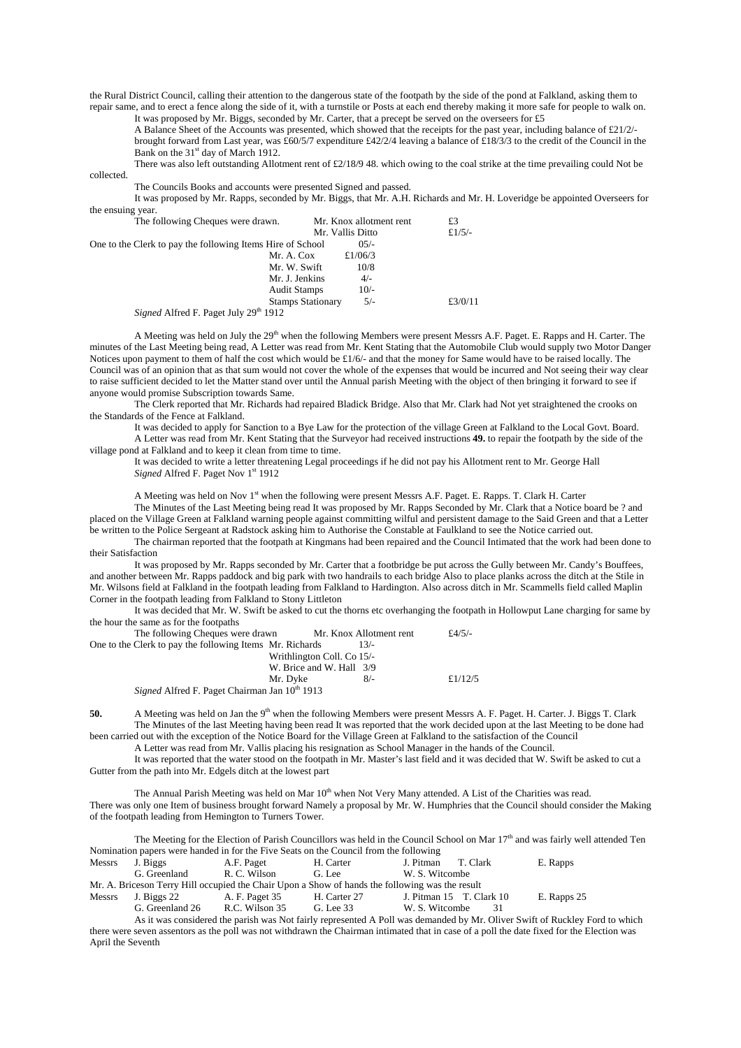the Rural District Council, calling their attention to the dangerous state of the footpath by the side of the pond at Falkland, asking them to repair same, and to erect a fence along the side of it, with a turnstile or Posts at each end thereby making it more safe for people to walk on.

It was proposed by Mr. Biggs, seconded by Mr. Carter, that a precept be served on the overseers for £5

A Balance Sheet of the Accounts was presented, which showed that the receipts for the past year, including balance of £21/2/- brought forward from Last year, was £60/5/7 expenditure £42/2/4 leaving a balance of £18/3/3 to the credit of the Council in the Bank on the 31st day of March 1912.

There was also left outstanding Allotment rent of £2/18/9 48. which owing to the coal strike at the time prevailing could Not be collected.

The Councils Books and accounts were presented Signed and passed.

It was proposed by Mr. Rapps, seconded by Mr. Biggs, that Mr. A.H. Richards and Mr. H. Loveridge be appointed Overseers for the ensuing year.

| The following Cheques were drawn. | Mr. Knox allotment rent | | £3 |
|---|---|---|---|
| | Mr. Vallis Ditto | | £1/5/- |
| One to the Clerk to pay the following Items | Hire of School | 05/- | |
| | Mr. A. Cox | £1/06/3 | |
| | Mr. W. Swift | 10/8 | |
| | Mr. J. Jenkins | 4/- | |
| | Audit Stamps | 10/- | |
| | Stamps Stationary | 5/- | £3/0/11 |

*Signed* Alfred F. Paget July 29th 1912

A Meeting was held on July the 29th when the following Members were present Messrs A.F. Paget. E. Rapps and H. Carter. The minutes of the Last Meeting being read, A Letter was read from Mr. Kent Stating that the Automobile Club would supply two Motor Danger Notices upon payment to them of half the cost which would be £1/6/- and that the money for Same would have to be raised locally. The Council was of an opinion that as that sum would not cover the whole of the expenses that would be incurred and Not seeing their way clear to raise sufficient decided to let the Matter stand over until the Annual parish Meeting with the object of then bringing it forward to see if anyone would promise Subscription towards Same.

The Clerk reported that Mr. Richards had repaired Bladick Bridge. Also that Mr. Clark had Not yet straightened the crooks on the Standards of the Fence at Falkland.

It was decided to apply for Sanction to a Bye Law for the protection of the village Green at Falkland to the Local Govt. Board.

A Letter was read from Mr. Kent Stating that the Surveyor had received instructions **49.** to repair the footpath by the side of the village pond at Falkland and to keep it clean from time to time.

It was decided to write a letter threatening Legal proceedings if he did not pay his Allotment rent to Mr. George Hall

*Signed* Alfred F. Paget Nov 1st 1912

A Meeting was held on Nov 1st when the following were present Messrs A.F. Paget. E. Rapps. T. Clark H. Carter

The Minutes of the Last Meeting being read It was proposed by Mr. Rapps Seconded by Mr. Clark that a Notice board be ? and placed on the Village Green at Falkland warning people against committing wilful and persistent damage to the Said Green and that a Letter be written to the Police Sergeant at Radstock asking him to Authorise the Constable at Faulkland to see the Notice carried out.

The chairman reported that the footpath at Kingmans had been repaired and the Council Intimated that the work had been done to their Satisfaction

It was proposed by Mr. Rapps seconded by Mr. Carter that a footbridge be put across the Gully between Mr. Candy's Bouffees, and another between Mr. Rapps paddock and big park with two handrails to each bridge Also to place planks across the ditch at the Stile in Mr. Wilsons field at Falkland in the footpath leading from Falkland to Hardington. Also across ditch in Mr. Scammells field called Maplin Corner in the footpath leading from Falkland to Stony Littleton

It was decided that Mr. W. Swift be asked to cut the thorns etc overhanging the footpath in Hollowput Lane charging for same by the hour the same as for the footpaths

| The following Cheques were drawn | Mr. Knox Allotment rent | | £4/5/- |
|---|---|---|---|
| One to the Clerk to pay the following Items | Mr. Richards | 13/- | |
| | Writhlington Coll. Co | 15/- | |
| | W. Brice and W. Hall | 3/9 | |
| | Mr. Dyke | 8/- | £1/12/5 |

*Signed* Alfred F. Paget Chairman Jan 10th 1913

**50.** A Meeting was held on Jan the 9th when the following Members were present Messrs A. F. Paget. H. Carter. J. Biggs T. Clark

The Minutes of the last Meeting having been read It was reported that the work decided upon at the last Meeting to be done had been carried out with the exception of the Notice Board for the Village Green at Falkland to the satisfaction of the Council

A Letter was read from Mr. Vallis placing his resignation as School Manager in the hands of the Council.

It was reported that the water stood on the footpath in Mr. Master's last field and it was decided that W. Swift be asked to cut a Gutter from the path into Mr. Edgels ditch at the lowest part

The Annual Parish Meeting was held on Mar 10th when Not Very Many attended. A List of the Charities was read. There was only one Item of business brought forward Namely a proposal by Mr. W. Humphries that the Council should consider the Making of the footpath leading from Hemington to Turners Tower.

The Meeting for the Election of Parish Councillors was held in the Council School on Mar 17th and was fairly well attended Ten Nomination papers were handed in for the Five Seats on the Council from the following

| Messrs | J. Biggs | A.F. Paget | H. Carter | J. Pitman | T. Clark | E. Rapps |
|---|---|---|---|---|---|---|
| | G. Greenland | R. C. Wilson | G. Lee | W. S. Witcombe | | |

Mr. A. Briceson Terry Hill occupied the Chair Upon a Show of hands the following was the result

| Messrs | J. Biggs 22 | A. F. Paget 35 | H. Carter 27 | J. Pitman 15 | T. Clark 10 | E. Rapps 25 |
|---|---|---|---|---|---|---|
| | G. Greenland 26 | R.C. Wilson 35 | G. Lee 33 | W. S. Witcombe 31 | | |

As it was considered the parish was Not fairly represented A Poll was demanded by Mr. Oliver Swift of Ruckley Ford to which there were seven assentors as the poll was not withdrawn the Chairman intimated that in case of a poll the date fixed for the Election was April the Seventh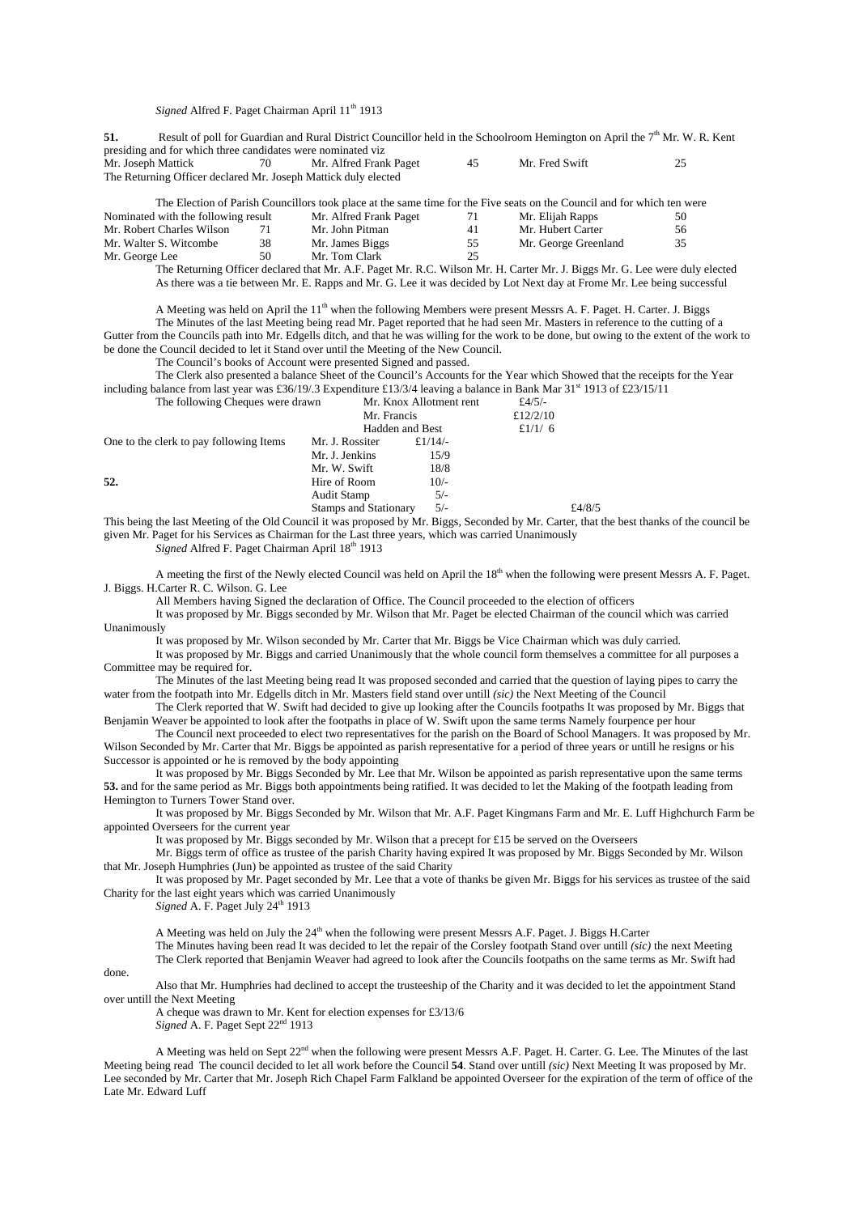*Signed* Alfred F. Paget Chairman April 11th 1913

**51.** Result of poll for Guardian and Rural District Councillor held in the Schoolroom Hemington on April the 7th Mr. W. R. Kent presiding and for which three candidates were nominated viz

| | | | | | |
|---|---|---|---|---|---|
| Mr. Joseph Mattick | 70 | Mr. Alfred Frank Paget | 45 | Mr. Fred Swift | 25 |

The Returning Officer declared Mr. Joseph Mattick duly elected

The Election of Parish Councillors took place at the same time for the Five seats on the Council and for which ten were Nominated with the following result

| | | | | | |
|---|---|---|---|---|---|
| | | Mr. Alfred Frank Paget | 71 | Mr. Elijah Rapps | 50 |
| Mr. Robert Charles Wilson | 71 | Mr. John Pitman | 41 | Mr. Hubert Carter | 56 |
| Mr. Walter S. Witcombe | 38 | Mr. James Biggs | 55 | Mr. George Greenland | 35 |
| Mr. George Lee | 50 | Mr. Tom Clark | 25 | | |

The Returning Officer declared that Mr. A.F. Paget Mr. R.C. Wilson Mr. H. Carter Mr. J. Biggs Mr. G. Lee were duly elected As there was a tie between Mr. E. Rapps and Mr. G. Lee it was decided by Lot Next day at Frome Mr. Lee being successful

A Meeting was held on April the 11th when the following Members were present Messrs A. F. Paget. H. Carter. J. Biggs

The Minutes of the last Meeting being read Mr. Paget reported that he had seen Mr. Masters in reference to the cutting of a Gutter from the Councils path into Mr. Edgells ditch, and that he was willing for the work to be done, but owing to the extent of the work to be done the Council decided to let it Stand over until the Meeting of the New Council.

The Council's books of Account were presented Signed and passed.

The Clerk also presented a balance Sheet of the Council's Accounts for the Year which Showed that the receipts for the Year including balance from last year was £36/19/.3 Expenditure £13/3/4 leaving a balance in Bank Mar 31st 1913 of £23/15/11

| | | | |
|---|---|---|---|
| The following Cheques were drawn | Mr. Knox Allotment rent | | £4/5/- |
| | Mr. Francis | | £12/2/10 |
| | Hadden and Best | | £1/1/ 6 |
| One to the clerk to pay following Items | Mr. J. Rossiter | £1/14/- | |
| | Mr. J. Jenkins | 15/9 | |
| | Mr. W. Swift | 18/8 | |
| **52.** | Hire of Room | 10/- | |
| | Audit Stamp | 5/- | |
| | Stamps and Stationary | 5/- | £4/8/5 |

This being the last Meeting of the Old Council it was proposed by Mr. Biggs, Seconded by Mr. Carter, that the best thanks of the council be given Mr. Paget for his Services as Chairman for the Last three years, which was carried Unanimously

*Signed* Alfred F. Paget Chairman April 18th 1913

A meeting the first of the Newly elected Council was held on April the 18th when the following were present Messrs A. F. Paget. J. Biggs. H.Carter R. C. Wilson. G. Lee

All Members having Signed the declaration of Office. The Council proceeded to the election of officers

It was proposed by Mr. Biggs seconded by Mr. Wilson that Mr. Paget be elected Chairman of the council which was carried Unanimously

It was proposed by Mr. Wilson seconded by Mr. Carter that Mr. Biggs be Vice Chairman which was duly carried.

It was proposed by Mr. Biggs and carried Unanimously that the whole council form themselves a committee for all purposes a Committee may be required for.

The Minutes of the last Meeting being read It was proposed seconded and carried that the question of laying pipes to carry the water from the footpath into Mr. Edgells ditch in Mr. Masters field stand over untill *(sic)* the Next Meeting of the Council

The Clerk reported that W. Swift had decided to give up looking after the Councils footpaths It was proposed by Mr. Biggs that Benjamin Weaver be appointed to look after the footpaths in place of W. Swift upon the same terms Namely fourpence per hour

The Council next proceeded to elect two representatives for the parish on the Board of School Managers. It was proposed by Mr. Wilson Seconded by Mr. Carter that Mr. Biggs be appointed as parish representative for a period of three years or untill he resigns or his Successor is appointed or he is removed by the body appointing

It was proposed by Mr. Biggs Seconded by Mr. Lee that Mr. Wilson be appointed as parish representative upon the same terms **53.** and for the same period as Mr. Biggs both appointments being ratified. It was decided to let the Making of the footpath leading from Hemington to Turners Tower Stand over.

It was proposed by Mr. Biggs Seconded by Mr. Wilson that Mr. A.F. Paget Kingmans Farm and Mr. E. Luff Highchurch Farm be appointed Overseers for the current year

It was proposed by Mr. Biggs seconded by Mr. Wilson that a precept for £15 be served on the Overseers

Mr. Biggs term of office as trustee of the parish Charity having expired It was proposed by Mr. Biggs Seconded by Mr. Wilson that Mr. Joseph Humphries (Jun) be appointed as trustee of the said Charity

It was proposed by Mr. Paget seconded by Mr. Lee that a vote of thanks be given Mr. Biggs for his services as trustee of the said Charity for the last eight years which was carried Unanimously

*Signed* A. F. Paget July 24th 1913

A Meeting was held on July the 24th when the following were present Messrs A.F. Paget. J. Biggs H.Carter

The Minutes having been read It was decided to let the repair of the Corsley footpath Stand over untill *(sic)* the next Meeting

The Clerk reported that Benjamin Weaver had agreed to look after the Councils footpaths on the same terms as Mr. Swift had done.

Also that Mr. Humphries had declined to accept the trusteeship of the Charity and it was decided to let the appointment Stand over untill the Next Meeting

A cheque was drawn to Mr. Kent for election expenses for £3/13/6

*Signed* A. F. Paget Sept 22nd 1913

A Meeting was held on Sept 22nd when the following were present Messrs A.F. Paget. H. Carter. G. Lee. The Minutes of the last Meeting being read The council decided to let all work before the Council **54**. Stand over untill *(sic)* Next Meeting It was proposed by Mr. Lee seconded by Mr. Carter that Mr. Joseph Rich Chapel Farm Falkland be appointed Overseer for the expiration of the term of office of the Late Mr. Edward Luff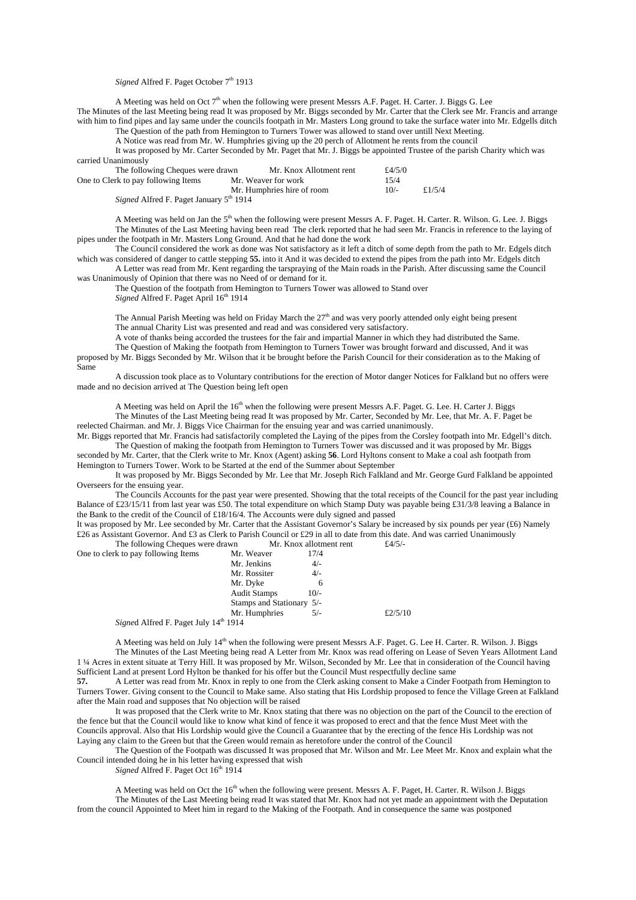*Signed* Alfred F. Paget October 7th 1913

A Meeting was held on Oct 7th when the following were present Messrs A.F. Paget. H. Carter. J. Biggs G. Lee
The Minutes of the last Meeting being read It was proposed by Mr. Biggs seconded by Mr. Carter that the Clerk see Mr. Francis and arrange with him to find pipes and lay same under the councils footpath in Mr. Masters Long ground to take the surface water into Mr. Edgells ditch
The Question of the path from Hemington to Turners Tower was allowed to stand over untill Next Meeting.
A Notice was read from Mr. W. Humphries giving up the 20 perch of Allotment he rents from the council
It was proposed by Mr. Carter Seconded by Mr. Paget that Mr. J. Biggs be appointed Trustee of the parish Charity which was carried Unanimously

| The following Cheques were drawn | Mr. Knox Allotment rent | £4/5/0 | |
|---|---|---|---|
| One to Clerk to pay following Items | Mr. Weaver for work | 15/4 | |
| | Mr. Humphries hire of room | 10/- | £1/5/4 |

*Signed* Alfred F. Paget January 5th 1914

A Meeting was held on Jan the 5th when the following were present Messrs A. F. Paget. H. Carter. R. Wilson. G. Lee. J. Biggs
The Minutes of the Last Meeting having been read The clerk reported that he had seen Mr. Francis in reference to the laying of pipes under the footpath in Mr. Masters Long Ground. And that he had done the work
The Council considered the work as done was Not satisfactory as it left a ditch of some depth from the path to Mr. Edgels ditch which was considered of danger to cattle stepping **55.** into it And it was decided to extend the pipes from the path into Mr. Edgels ditch
A Letter was read from Mr. Kent regarding the tarspraying of the Main roads in the Parish. After discussing same the Council was Unanimously of Opinion that there was no Need of or demand for it.
The Question of the footpath from Hemington to Turners Tower was allowed to Stand over
*Signed* Alfred F. Paget April 16th 1914

The Annual Parish Meeting was held on Friday March the 27th and was very poorly attended only eight being present
The annual Charity List was presented and read and was considered very satisfactory.
A vote of thanks being accorded the trustees for the fair and impartial Manner in which they had distributed the Same.
The Question of Making the footpath from Hemington to Turners Tower was brought forward and discussed, And it was proposed by Mr. Biggs Seconded by Mr. Wilson that it be brought before the Parish Council for their consideration as to the Making of Same
A discussion took place as to Voluntary contributions for the erection of Motor danger Notices for Falkland but no offers were made and no decision arrived at The Question being left open

A Meeting was held on April the 16th when the following were present Messrs A.F. Paget. G. Lee. H. Carter J. Biggs
The Minutes of the Last Meeting being read It was proposed by Mr. Carter, Seconded by Mr. Lee, that Mr. A. F. Paget be reelected Chairman. and Mr. J. Biggs Vice Chairman for the ensuing year and was carried unanimously.
Mr. Biggs reported that Mr. Francis had satisfactorily completed the Laying of the pipes from the Corsley footpath into Mr. Edgell's ditch.
The Question of making the footpath from Hemington to Turners Tower was discussed and it was proposed by Mr. Biggs seconded by Mr. Carter, that the Clerk write to Mr. Knox (Agent) asking **56**. Lord Hyltons consent to Make a coal ash footpath from Hemington to Turners Tower. Work to be Started at the end of the Summer about September
It was proposed by Mr. Biggs Seconded by Mr. Lee that Mr. Joseph Rich Falkland and Mr. George Gurd Falkland be appointed Overseers for the ensuing year.
The Councils Accounts for the past year were presented. Showing that the total receipts of the Council for the past year including Balance of £23/15/11 from last year was £50. The total expenditure on which Stamp Duty was payable being £31/3/8 leaving a Balance in the Bank to the credit of the Council of £18/16/4. The Accounts were duly signed and passed
It was proposed by Mr. Lee seconded by Mr. Carter that the Assistant Governor's Salary be increased by six pounds per year (£6) Namely £26 as Assistant Governor. And £3 as Clerk to Parish Council or £29 in all to date from this date. And was carried Unanimously

| The following Cheques were drawn | Mr. Knox allotment rent | | £4/5/- |
|---|---|---|---|
| One to clerk to pay following Items | Mr. Weaver | 17/4 | |
| | Mr. Jenkins | 4/- | |
| | Mr. Rossiter | 4/- | |
| | Mr. Dyke | 6 | |
| | Audit Stamps | 10/- | |
| | Stamps and Stationary | 5/- | |
| | Mr. Humphries | 5/- | £2/5/10 |

*Signed* Alfred F. Paget July 14th 1914

A Meeting was held on July 14th when the following were present Messrs A.F. Paget. G. Lee H. Carter. R. Wilson. J. Biggs
The Minutes of the Last Meeting being read A Letter from Mr. Knox was read offering on Lease of Seven Years Allotment Land 1 ¼ Acres in extent situate at Terry Hill. It was proposed by Mr. Wilson, Seconded by Mr. Lee that in consideration of the Council having Sufficient Land at present Lord Hylton be thanked for his offer but the Council Must respectfully decline same
**57.** A Letter was read from Mr. Knox in reply to one from the Clerk asking consent to Make a Cinder Footpath from Hemington to Turners Tower. Giving consent to the Council to Make same. Also stating that His Lordship proposed to fence the Village Green at Falkland after the Main road and supposes that No objection will be raised
It was proposed that the Clerk write to Mr. Knox stating that there was no objection on the part of the Council to the erection of the fence but that the Council would like to know what kind of fence it was proposed to erect and that the fence Must Meet with the Councils approval. Also that His Lordship would give the Council a Guarantee that by the erecting of the fence His Lordship was not Laying any claim to the Green but that the Green would remain as heretofore under the control of the Council
The Question of the Footpath was discussed It was proposed that Mr. Wilson and Mr. Lee Meet Mr. Knox and explain what the Council intended doing he in his letter having expressed that wish
*Signed* Alfred F. Paget Oct 16th 1914

A Meeting was held on Oct the 16th when the following were present. Messrs A. F. Paget, H. Carter. R. Wilson J. Biggs
The Minutes of the Last Meeting being read It was stated that Mr. Knox had not yet made an appointment with the Deputation from the council Appointed to Meet him in regard to the Making of the Footpath. And in consequence the same was postponed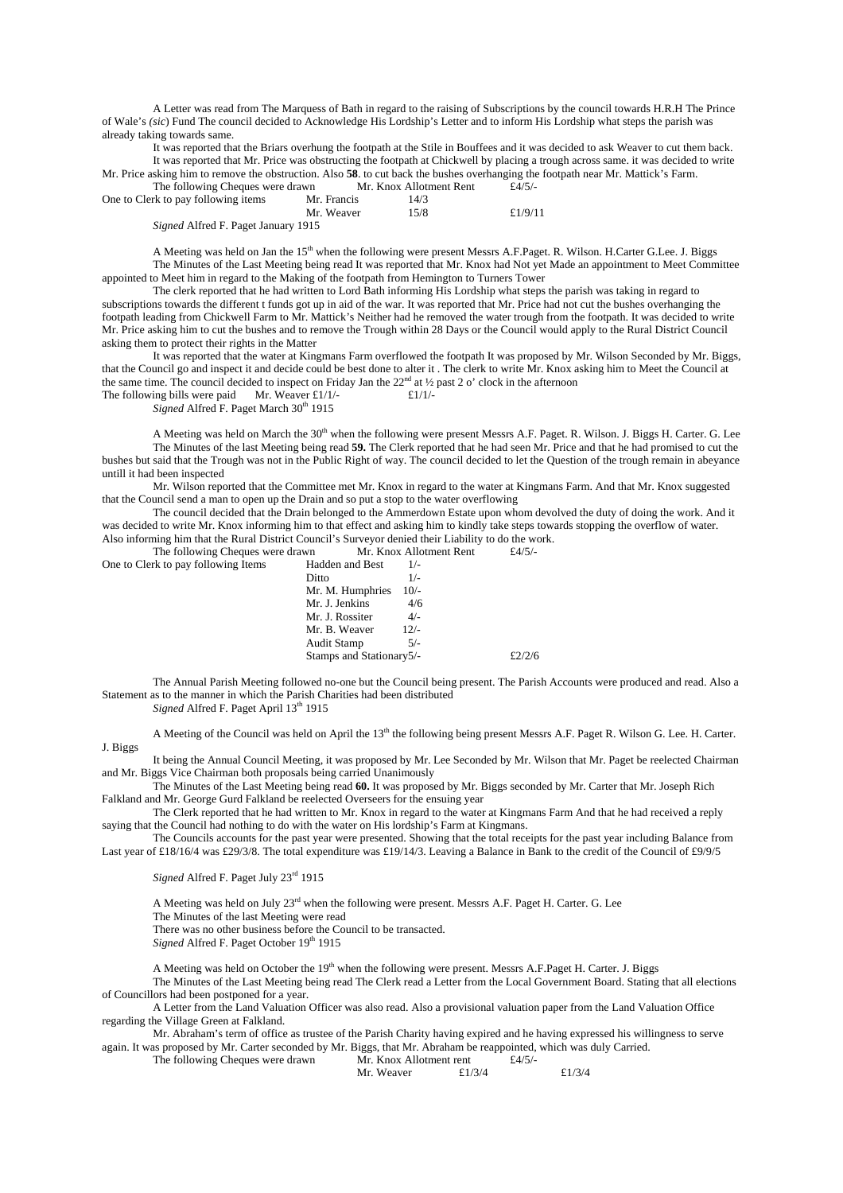A Letter was read from The Marquess of Bath in regard to the raising of Subscriptions by the council towards H.R.H The Prince of Wale's *(sic)* Fund The council decided to Acknowledge His Lordship's Letter and to inform His Lordship what steps the parish was already taking towards same.

It was reported that the Briars overhung the footpath at the Stile in Bouffees and it was decided to ask Weaver to cut them back.

It was reported that Mr. Price was obstructing the footpath at Chickwell by placing a trough across same. it was decided to write Mr. Price asking him to remove the obstruction. Also **58**. to cut back the bushes overhanging the footpath near Mr. Mattick's Farm.

| The following Cheques were drawn | Mr. Knox Allotment Rent | | £4/5/- |
|---|---|---|---|
| One to Clerk to pay following items | Mr. Francis | 14/3 | |
| | Mr. Weaver | 15/8 | £1/9/11 |

*Signed* Alfred F. Paget January 1915

A Meeting was held on Jan the 15th when the following were present Messrs A.F.Paget. R. Wilson. H.Carter G.Lee. J. Biggs

The Minutes of the Last Meeting being read It was reported that Mr. Knox had Not yet Made an appointment to Meet Committee appointed to Meet him in regard to the Making of the footpath from Hemington to Turners Tower

The clerk reported that he had written to Lord Bath informing His Lordship what steps the parish was taking in regard to subscriptions towards the different t funds got up in aid of the war. It was reported that Mr. Price had not cut the bushes overhanging the footpath leading from Chickwell Farm to Mr. Mattick's Neither had he removed the water trough from the footpath. It was decided to write Mr. Price asking him to cut the bushes and to remove the Trough within 28 Days or the Council would apply to the Rural District Council asking them to protect their rights in the Matter

It was reported that the water at Kingmans Farm overflowed the footpath It was proposed by Mr. Wilson Seconded by Mr. Biggs, that the Council go and inspect it and decide could be best done to alter it . The clerk to write Mr. Knox asking him to Meet the Council at the same time. The council decided to inspect on Friday Jan the 22nd at ½ past 2 o' clock in the afternoon

The following bills were paid    Mr. Weaver £1/1/-    £1/1/-

*Signed* Alfred F. Paget March 30th 1915

A Meeting was held on March the 30th when the following were present Messrs A.F. Paget. R. Wilson. J. Biggs H. Carter. G. Lee

The Minutes of the last Meeting being read **59.** The Clerk reported that he had seen Mr. Price and that he had promised to cut the bushes but said that the Trough was not in the Public Right of way. The council decided to let the Question of the trough remain in abeyance untill it had been inspected

Mr. Wilson reported that the Committee met Mr. Knox in regard to the water at Kingmans Farm. And that Mr. Knox suggested that the Council send a man to open up the Drain and so put a stop to the water overflowing

The council decided that the Drain belonged to the Ammerdown Estate upon whom devolved the duty of doing the work. And it was decided to write Mr. Knox informing him to that effect and asking him to kindly take steps towards stopping the overflow of water. Also informing him that the Rural District Council's Surveyor denied their Liability to do the work.

| The following Cheques were drawn | Mr. Knox Allotment Rent | | £4/5/- |
|---|---|---|---|
| One to Clerk to pay following Items | Hadden and Best | 1/- | |
| | Ditto | 1/- | |
| | Mr. M. Humphries | 10/- | |
| | Mr. J. Jenkins | 4/6 | |
| | Mr. J. Rossiter | 4/- | |
| | Mr. B. Weaver | 12/- | |
| | Audit Stamp | 5/- | |
| | Stamps and Stationary | 5/- | £2/2/6 |

The Annual Parish Meeting followed no-one but the Council being present. The Parish Accounts were produced and read. Also a Statement as to the manner in which the Parish Charities had been distributed

*Signed* Alfred F. Paget April 13th 1915

A Meeting of the Council was held on April the 13th the following being present Messrs A.F. Paget R. Wilson G. Lee. H. Carter. J. Biggs

It being the Annual Council Meeting, it was proposed by Mr. Lee Seconded by Mr. Wilson that Mr. Paget be reelected Chairman and Mr. Biggs Vice Chairman both proposals being carried Unanimously

The Minutes of the Last Meeting being read **60.** It was proposed by Mr. Biggs seconded by Mr. Carter that Mr. Joseph Rich Falkland and Mr. George Gurd Falkland be reelected Overseers for the ensuing year

The Clerk reported that he had written to Mr. Knox in regard to the water at Kingmans Farm And that he had received a reply saying that the Council had nothing to do with the water on His lordship's Farm at Kingmans.

The Councils accounts for the past year were presented. Showing that the total receipts for the past year including Balance from Last year of £18/16/4 was £29/3/8. The total expenditure was £19/14/3. Leaving a Balance in Bank to the credit of the Council of £9/9/5

*Signed* Alfred F. Paget July 23rd 1915

A Meeting was held on July 23rd when the following were present. Messrs A.F. Paget H. Carter. G. Lee

The Minutes of the last Meeting were read

There was no other business before the Council to be transacted.

*Signed* Alfred F. Paget October 19th 1915

A Meeting was held on October the 19th when the following were present. Messrs A.F.Paget H. Carter. J. Biggs

The Minutes of the Last Meeting being read The Clerk read a Letter from the Local Government Board. Stating that all elections of Councillors had been postponed for a year.

A Letter from the Land Valuation Officer was also read. Also a provisional valuation paper from the Land Valuation Office regarding the Village Green at Falkland.

Mr. Abraham's term of office as trustee of the Parish Charity having expired and he having expressed his willingness to serve again. It was proposed by Mr. Carter seconded by Mr. Biggs, that Mr. Abraham be reappointed, which was duly Carried.

| The following Cheques were drawn | Mr. Knox Allotment rent | £4/5/- | |
|---|---|---|---|
| | Mr. Weaver | £1/3/4 | £1/3/4 |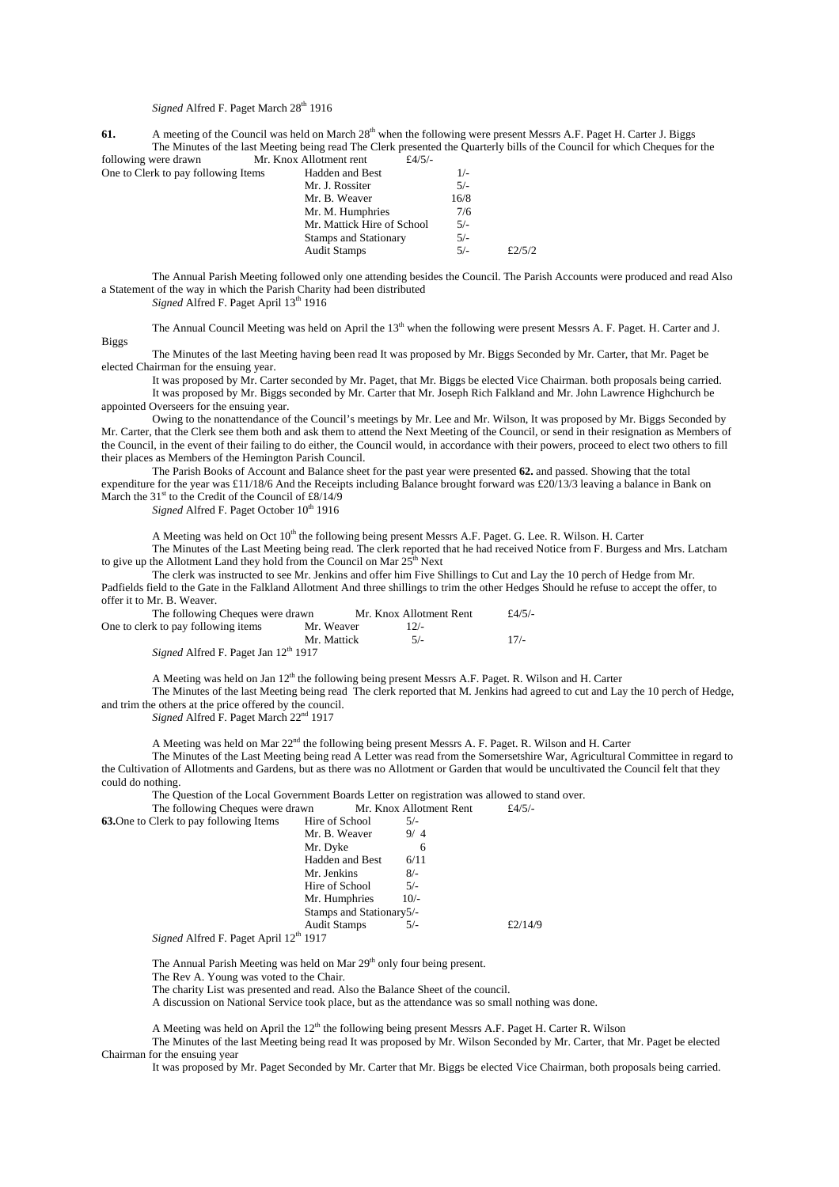*Signed* Alfred F. Paget March 28th 1916

**61.** A meeting of the Council was held on March 28th when the following were present Messrs A.F. Paget H. Carter J. Biggs

The Minutes of the last Meeting being read The Clerk presented the Quarterly bills of the Council for which Cheques for the following were drawn Mr. Knox Allotment rent £4/5/-

| | | | |
|---|---|---|---|
| One to Clerk to pay following Items | Hadden and Best | 1/- | |
| | Mr. J. Rossiter | 5/- | |
| | Mr. B. Weaver | 16/8 | |
| | Mr. M. Humphries | 7/6 | |
| | Mr. Mattick Hire of School | 5/- | |
| | Stamps and Stationary | 5/- | |
| | Audit Stamps | 5/- | £2/5/2 |

The Annual Parish Meeting followed only one attending besides the Council. The Parish Accounts were produced and read Also a Statement of the way in which the Parish Charity had been distributed

*Signed* Alfred F. Paget April 13th 1916

The Annual Council Meeting was held on April the 13th when the following were present Messrs A. F. Paget. H. Carter and J. Biggs

The Minutes of the last Meeting having been read It was proposed by Mr. Biggs Seconded by Mr. Carter, that Mr. Paget be elected Chairman for the ensuing year.

It was proposed by Mr. Carter seconded by Mr. Paget, that Mr. Biggs be elected Vice Chairman. both proposals being carried.

It was proposed by Mr. Biggs seconded by Mr. Carter that Mr. Joseph Rich Falkland and Mr. John Lawrence Highchurch be appointed Overseers for the ensuing year.

Owing to the nonattendance of the Council's meetings by Mr. Lee and Mr. Wilson, It was proposed by Mr. Biggs Seconded by Mr. Carter, that the Clerk see them both and ask them to attend the Next Meeting of the Council, or send in their resignation as Members of the Council, in the event of their failing to do either, the Council would, in accordance with their powers, proceed to elect two others to fill their places as Members of the Hemington Parish Council.

The Parish Books of Account and Balance sheet for the past year were presented **62.** and passed. Showing that the total expenditure for the year was £11/18/6 And the Receipts including Balance brought forward was £20/13/3 leaving a balance in Bank on March the 31st to the Credit of the Council of £8/14/9

*Signed* Alfred F. Paget October 10th 1916

A Meeting was held on Oct 10th the following being present Messrs A.F. Paget. G. Lee. R. Wilson. H. Carter

The Minutes of the Last Meeting being read. The clerk reported that he had received Notice from F. Burgess and Mrs. Latcham to give up the Allotment Land they hold from the Council on Mar 25th Next

The clerk was instructed to see Mr. Jenkins and offer him Five Shillings to Cut and Lay the 10 perch of Hedge from Mr. Padfields field to the Gate in the Falkland Allotment And three shillings to trim the other Hedges Should he refuse to accept the offer, to offer it to Mr. B. Weaver.

The following Cheques were drawn Mr. Knox Allotment Rent £4/5/-

| | | | |
|---|---|---|---|
| One to clerk to pay following items | Mr. Weaver | 12/- | |
| | Mr. Mattick | 5/- | 17/- |

*Signed* Alfred F. Paget Jan 12th 1917

A Meeting was held on Jan 12th the following being present Messrs A.F. Paget. R. Wilson and H. Carter

The Minutes of the last Meeting being read The clerk reported that M. Jenkins had agreed to cut and Lay the 10 perch of Hedge, and trim the others at the price offered by the council.

*Signed* Alfred F. Paget March 22nd 1917

A Meeting was held on Mar 22nd the following being present Messrs A. F. Paget. R. Wilson and H. Carter

The Minutes of the Last Meeting being read A Letter was read from the Somersetshire War, Agricultural Committee in regard to the Cultivation of Allotments and Gardens, but as there was no Allotment or Garden that would be uncultivated the Council felt that they could do nothing.

The Question of the Local Government Boards Letter on registration was allowed to stand over.

The following Cheques were drawn Mr. Knox Allotment Rent £4/5/-

| | | | |
|---|---|---|---|
| **63.** One to Clerk to pay following Items | Hire of School | 5/- | |
| | Mr. B. Weaver | 9/ 4 | |
| | Mr. Dyke | 6 | |
| | Hadden and Best | 6/11 | |
| | Mr. Jenkins | 8/- | |
| | Hire of School | 5/- | |
| | Mr. Humphries | 10/- | |
| | Stamps and Stationary | 5/- | |
| | Audit Stamps | 5/- | £2/14/9 |

*Signed* Alfred F. Paget April 12th 1917

The Annual Parish Meeting was held on Mar 29th only four being present.

The Rev A. Young was voted to the Chair.

The charity List was presented and read. Also the Balance Sheet of the council.

A discussion on National Service took place, but as the attendance was so small nothing was done.

A Meeting was held on April the 12th the following being present Messrs A.F. Paget H. Carter R. Wilson

The Minutes of the last Meeting being read It was proposed by Mr. Wilson Seconded by Mr. Carter, that Mr. Paget be elected Chairman for the ensuing year

It was proposed by Mr. Paget Seconded by Mr. Carter that Mr. Biggs be elected Vice Chairman, both proposals being carried.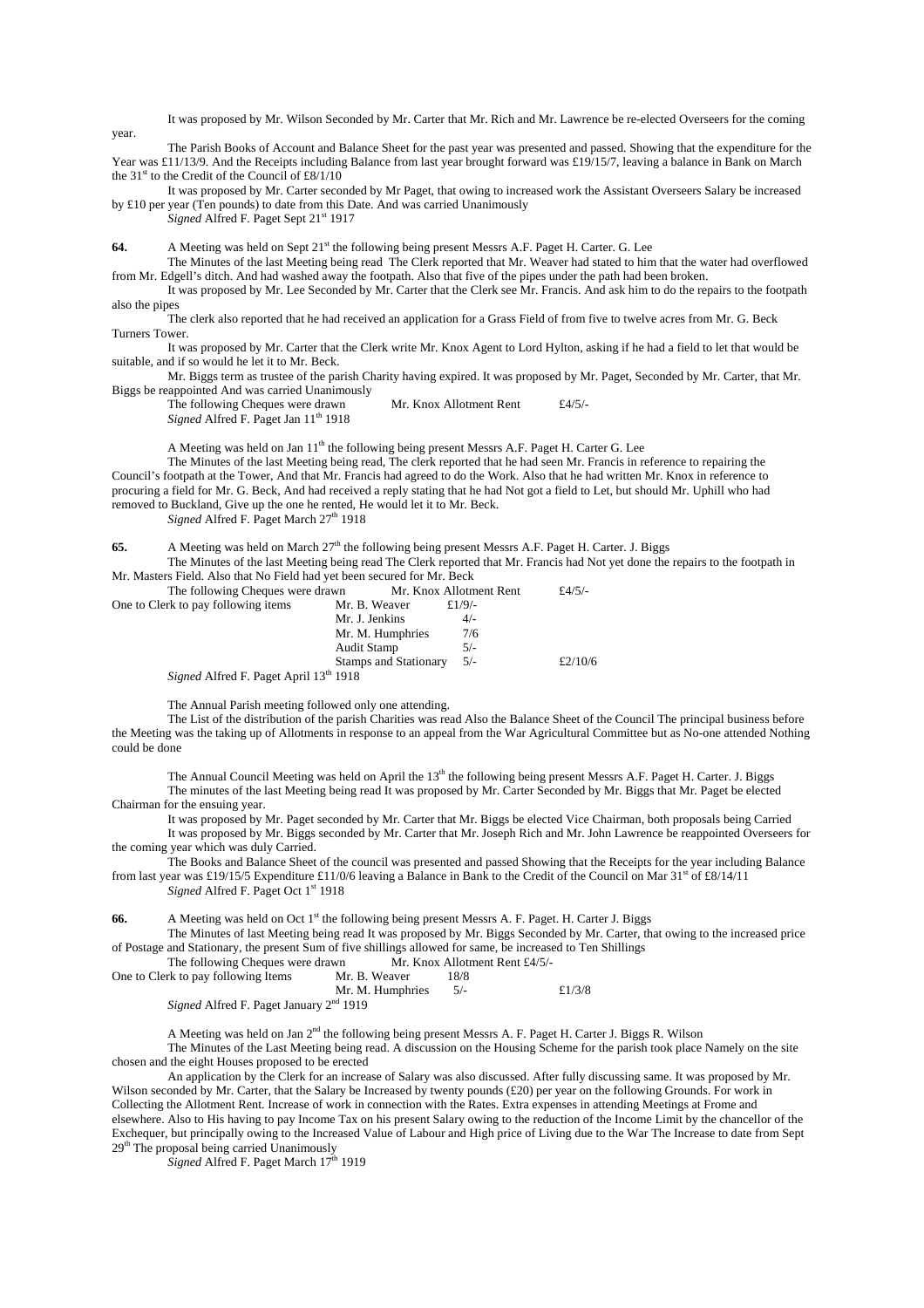It was proposed by Mr. Wilson Seconded by Mr. Carter that Mr. Rich and Mr. Lawrence be re-elected Overseers for the coming year.

The Parish Books of Account and Balance Sheet for the past year was presented and passed. Showing that the expenditure for the Year was £11/13/9. And the Receipts including Balance from last year brought forward was £19/15/7, leaving a balance in Bank on March the 31st to the Credit of the Council of £8/1/10

It was proposed by Mr. Carter seconded by Mr Paget, that owing to increased work the Assistant Overseers Salary be increased by £10 per year (Ten pounds) to date from this Date. And was carried Unanimously

*Signed* Alfred F. Paget Sept 21st 1917

**64.** A Meeting was held on Sept 21st the following being present Messrs A.F. Paget H. Carter. G. Lee

The Minutes of the last Meeting being read The Clerk reported that Mr. Weaver had stated to him that the water had overflowed from Mr. Edgell's ditch. And had washed away the footpath. Also that five of the pipes under the path had been broken.

It was proposed by Mr. Lee Seconded by Mr. Carter that the Clerk see Mr. Francis. And ask him to do the repairs to the footpath also the pipes

The clerk also reported that he had received an application for a Grass Field of from five to twelve acres from Mr. G. Beck Turners Tower.

It was proposed by Mr. Carter that the Clerk write Mr. Knox Agent to Lord Hylton, asking if he had a field to let that would be suitable, and if so would he let it to Mr. Beck.

Mr. Biggs term as trustee of the parish Charity having expired. It was proposed by Mr. Paget, Seconded by Mr. Carter, that Mr. Biggs be reappointed And was carried Unanimously

The following Cheques were drawn Mr. Knox Allotment Rent £4/5/-

*Signed* Alfred F. Paget Jan 11th 1918

A Meeting was held on Jan 11th the following being present Messrs A.F. Paget H. Carter G. Lee

The Minutes of the last Meeting being read, The clerk reported that he had seen Mr. Francis in reference to repairing the Council's footpath at the Tower, And that Mr. Francis had agreed to do the Work. Also that he had written Mr. Knox in reference to procuring a field for Mr. G. Beck, And had received a reply stating that he had Not got a field to Let, but should Mr. Uphill who had removed to Buckland, Give up the one he rented, He would let it to Mr. Beck.

*Signed* Alfred F. Paget March 27th 1918

**65.** A Meeting was held on March 27th the following being present Messrs A.F. Paget H. Carter. J. Biggs

The Minutes of the last Meeting being read The Clerk reported that Mr. Francis had Not yet done the repairs to the footpath in Mr. Masters Field. Also that No Field had yet been secured for Mr. Beck

The following Cheques were drawn Mr. Knox Allotment Rent £4/5/-

| | | | |
|---|---|---|---|
| One to Clerk to pay following items | Mr. B. Weaver | £1/9/- | |
| | Mr. J. Jenkins | 4/- | |
| | Mr. M. Humphries | 7/6 | |
| | Audit Stamp | 5/- | |
| | Stamps and Stationary | 5/- | £2/10/6 |

*Signed* Alfred F. Paget April 13th 1918

The Annual Parish meeting followed only one attending.

The List of the distribution of the parish Charities was read Also the Balance Sheet of the Council The principal business before the Meeting was the taking up of Allotments in response to an appeal from the War Agricultural Committee but as No-one attended Nothing could be done

The Annual Council Meeting was held on April the 13th the following being present Messrs A.F. Paget H. Carter. J. Biggs

The minutes of the last Meeting being read It was proposed by Mr. Carter Seconded by Mr. Biggs that Mr. Paget be elected Chairman for the ensuing year.

It was proposed by Mr. Paget seconded by Mr. Carter that Mr. Biggs be elected Vice Chairman, both proposals being Carried

It was proposed by Mr. Biggs seconded by Mr. Carter that Mr. Joseph Rich and Mr. John Lawrence be reappointed Overseers for the coming year which was duly Carried.

The Books and Balance Sheet of the council was presented and passed Showing that the Receipts for the year including Balance from last year was £19/15/5 Expenditure £11/0/6 leaving a Balance in Bank to the Credit of the Council on Mar 31st of £8/14/11

*Signed* Alfred F. Paget Oct 1st 1918

**66.** A Meeting was held on Oct 1st the following being present Messrs A. F. Paget. H. Carter J. Biggs

The Minutes of last Meeting being read It was proposed by Mr. Biggs Seconded by Mr. Carter, that owing to the increased price of Postage and Stationary, the present Sum of five shillings allowed for same, be increased to Ten Shillings

The following Cheques were drawn Mr. Knox Allotment Rent £4/5/-

| | | | |
|---|---|---|---|
| One to Clerk to pay following Items | Mr. B. Weaver | 18/8 | |
| | Mr. M. Humphries | 5/- | £1/3/8 |

*Signed* Alfred F. Paget January 2nd 1919

A Meeting was held on Jan 2nd the following being present Messrs A. F. Paget H. Carter J. Biggs R. Wilson

The Minutes of the Last Meeting being read. A discussion on the Housing Scheme for the parish took place Namely on the site chosen and the eight Houses proposed to be erected

An application by the Clerk for an increase of Salary was also discussed. After fully discussing same. It was proposed by Mr. Wilson seconded by Mr. Carter, that the Salary be Increased by twenty pounds (£20) per year on the following Grounds. For work in Collecting the Allotment Rent. Increase of work in connection with the Rates. Extra expenses in attending Meetings at Frome and elsewhere. Also to His having to pay Income Tax on his present Salary owing to the reduction of the Income Limit by the chancellor of the Exchequer, but principally owing to the Increased Value of Labour and High price of Living due to the War The Increase to date from Sept 29th The proposal being carried Unanimously

*Signed* Alfred F. Paget March 17th 1919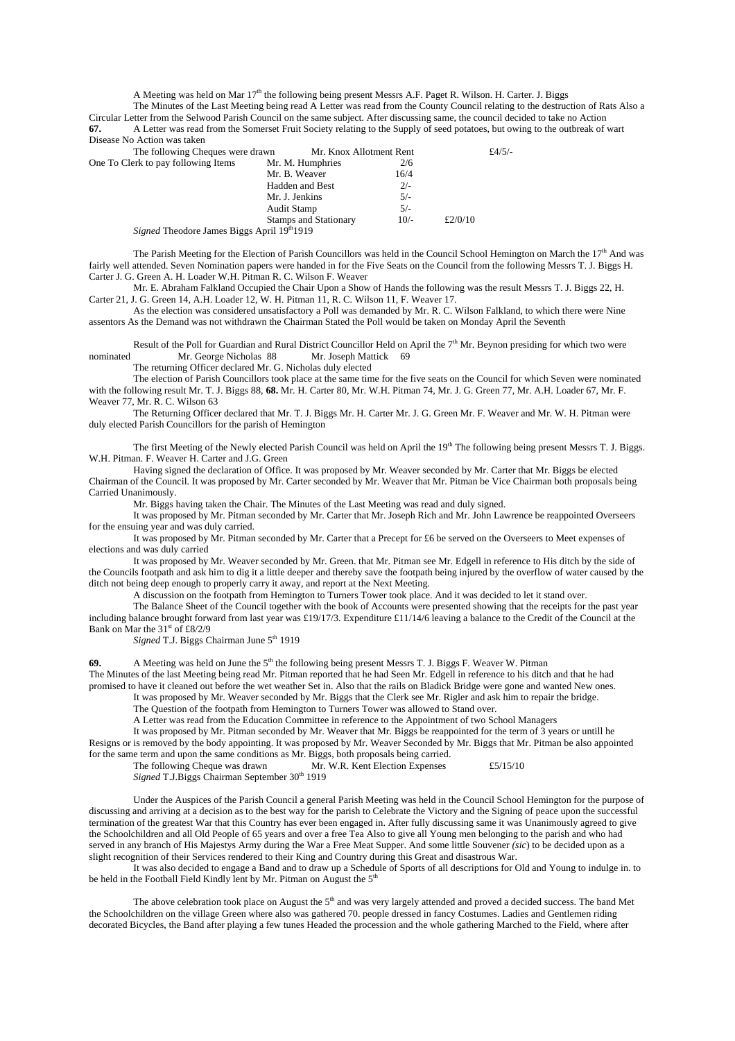A Meeting was held on Mar 17th the following being present Messrs A.F. Paget R. Wilson. H. Carter. J. Biggs

The Minutes of the Last Meeting being read A Letter was read from the County Council relating to the destruction of Rats Also a Circular Letter from the Selwood Parish Council on the same subject. After discussing same, the council decided to take no Action

**67.** A Letter was read from the Somerset Fruit Society relating to the Supply of seed potatoes, but owing to the outbreak of wart Disease No Action was taken

| The following Cheques were drawn | Mr. Knox Allotment Rent | | £4/5/- |
|---|---|---|---|
| One To Clerk to pay following Items | Mr. M. Humphries | 2/6 | |
| | Mr. B. Weaver | 16/4 | |
| | Hadden and Best | 2/- | |
| | Mr. J. Jenkins | 5/- | |
| | Audit Stamp | 5/- | |
| | Stamps and Stationary | 10/- | £2/0/10 |

*Signed* Theodore James Biggs April 19th1919

The Parish Meeting for the Election of Parish Councillors was held in the Council School Hemington on March the 17th And was fairly well attended. Seven Nomination papers were handed in for the Five Seats on the Council from the following Messrs T. J. Biggs H. Carter J. G. Green A. H. Loader W.H. Pitman R. C. Wilson F. Weaver

Mr. E. Abraham Falkland Occupied the Chair Upon a Show of Hands the following was the result Messrs T. J. Biggs 22, H. Carter 21, J. G. Green 14, A.H. Loader 12, W. H. Pitman 11, R. C. Wilson 11, F. Weaver 17.

As the election was considered unsatisfactory a Poll was demanded by Mr. R. C. Wilson Falkland, to which there were Nine assentors As the Demand was not withdrawn the Chairman Stated the Poll would be taken on Monday April the Seventh

Result of the Poll for Guardian and Rural District Councillor Held on April the 7th Mr. Beynon presiding for which two were nominated Mr. George Nicholas 88 Mr. Joseph Mattick 69

The returning Officer declared Mr. G. Nicholas duly elected

The election of Parish Councillors took place at the same time for the five seats on the Council for which Seven were nominated with the following result Mr. T. J. Biggs 88, **68.** Mr. H. Carter 80, Mr. W.H. Pitman 74, Mr. J. G. Green 77, Mr. A.H. Loader 67, Mr. F. Weaver 77, Mr. R. C. Wilson 63

The Returning Officer declared that Mr. T. J. Biggs Mr. H. Carter Mr. J. G. Green Mr. F. Weaver and Mr. W. H. Pitman were duly elected Parish Councillors for the parish of Hemington

The first Meeting of the Newly elected Parish Council was held on April the 19th The following being present Messrs T. J. Biggs. W.H. Pitman. F. Weaver H. Carter and J.G. Green

Having signed the declaration of Office. It was proposed by Mr. Weaver seconded by Mr. Carter that Mr. Biggs be elected Chairman of the Council. It was proposed by Mr. Carter seconded by Mr. Weaver that Mr. Pitman be Vice Chairman both proposals being Carried Unanimously.

Mr. Biggs having taken the Chair. The Minutes of the Last Meeting was read and duly signed.

It was proposed by Mr. Pitman seconded by Mr. Carter that Mr. Joseph Rich and Mr. John Lawrence be reappointed Overseers for the ensuing year and was duly carried.

It was proposed by Mr. Pitman seconded by Mr. Carter that a Precept for £6 be served on the Overseers to Meet expenses of elections and was duly carried

It was proposed by Mr. Weaver seconded by Mr. Green. that Mr. Pitman see Mr. Edgell in reference to His ditch by the side of the Councils footpath and ask him to dig it a little deeper and thereby save the footpath being injured by the overflow of water caused by the ditch not being deep enough to properly carry it away, and report at the Next Meeting.

A discussion on the footpath from Hemington to Turners Tower took place. And it was decided to let it stand over.

The Balance Sheet of the Council together with the book of Accounts were presented showing that the receipts for the past year including balance brought forward from last year was £19/17/3. Expenditure £11/14/6 leaving a balance to the Credit of the Council at the Bank on Mar the 31st of £8/2/9

*Signed* T.J. Biggs Chairman June 5th 1919

**69.** A Meeting was held on June the 5th the following being present Messrs T. J. Biggs F. Weaver W. Pitman

The Minutes of the last Meeting being read Mr. Pitman reported that he had Seen Mr. Edgell in reference to his ditch and that he had promised to have it cleaned out before the wet weather Set in. Also that the rails on Bladick Bridge were gone and wanted New ones.

It was proposed by Mr. Weaver seconded by Mr. Biggs that the Clerk see Mr. Rigler and ask him to repair the bridge.

The Question of the footpath from Hemington to Turners Tower was allowed to Stand over.

A Letter was read from the Education Committee in reference to the Appointment of two School Managers

It was proposed by Mr. Pitman seconded by Mr. Weaver that Mr. Biggs be reappointed for the term of 3 years or untill he Resigns or is removed by the body appointing. It was proposed by Mr. Weaver Seconded by Mr. Biggs that Mr. Pitman be also appointed for the same term and upon the same conditions as Mr. Biggs, both proposals being carried.

The following Cheque was drawn Mr. W.R. Kent Election Expenses £5/15/10

*Signed* T.J.Biggs Chairman September 30th 1919

Under the Auspices of the Parish Council a general Parish Meeting was held in the Council School Hemington for the purpose of discussing and arriving at a decision as to the best way for the parish to Celebrate the Victory and the Signing of peace upon the successful termination of the greatest War that this Country has ever been engaged in. After fully discussing same it was Unanimously agreed to give the Schoolchildren and all Old People of 65 years and over a free Tea Also to give all Young men belonging to the parish and who had served in any branch of His Majestys Army during the War a Free Meat Supper. And some little Souvener *(sic)* to be decided upon as a slight recognition of their Services rendered to their King and Country during this Great and disastrous War.

It was also decided to engage a Band and to draw up a Schedule of Sports of all descriptions for Old and Young to indulge in. to be held in the Football Field Kindly lent by Mr. Pitman on August the 5th

The above celebration took place on August the 5th and was very largely attended and proved a decided success. The band Met the Schoolchildren on the village Green where also was gathered 70. people dressed in fancy Costumes. Ladies and Gentlemen riding decorated Bicycles, the Band after playing a few tunes Headed the procession and the whole gathering Marched to the Field, where after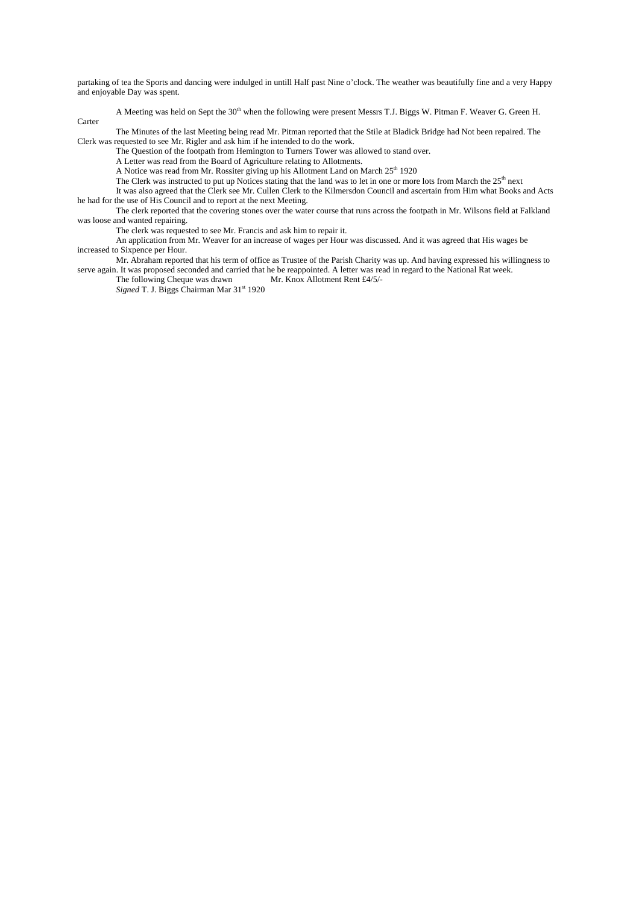partaking of tea the Sports and dancing were indulged in untill Half past Nine o'clock. The weather was beautifully fine and a very Happy and enjoyable Day was spent.

A Meeting was held on Sept the 30th when the following were present Messrs T.J. Biggs W. Pitman F. Weaver G. Green H. Carter

The Minutes of the last Meeting being read Mr. Pitman reported that the Stile at Bladick Bridge had Not been repaired. The Clerk was requested to see Mr. Rigler and ask him if he intended to do the work.

The Question of the footpath from Hemington to Turners Tower was allowed to stand over.

A Letter was read from the Board of Agriculture relating to Allotments.

A Notice was read from Mr. Rossiter giving up his Allotment Land on March 25th 1920

The Clerk was instructed to put up Notices stating that the land was to let in one or more lots from March the 25th next

It was also agreed that the Clerk see Mr. Cullen Clerk to the Kilmersdon Council and ascertain from Him what Books and Acts he had for the use of His Council and to report at the next Meeting.

The clerk reported that the covering stones over the water course that runs across the footpath in Mr. Wilsons field at Falkland was loose and wanted repairing.

The clerk was requested to see Mr. Francis and ask him to repair it.

An application from Mr. Weaver for an increase of wages per Hour was discussed. And it was agreed that His wages be increased to Sixpence per Hour.

Mr. Abraham reported that his term of office as Trustee of the Parish Charity was up. And having expressed his willingness to serve again. It was proposed seconded and carried that he be reappointed. A letter was read in regard to the National Rat week.

The following Cheque was drawn Mr. Knox Allotment Rent £4/5/-

*Signed* T. J. Biggs Chairman Mar 31st 1920